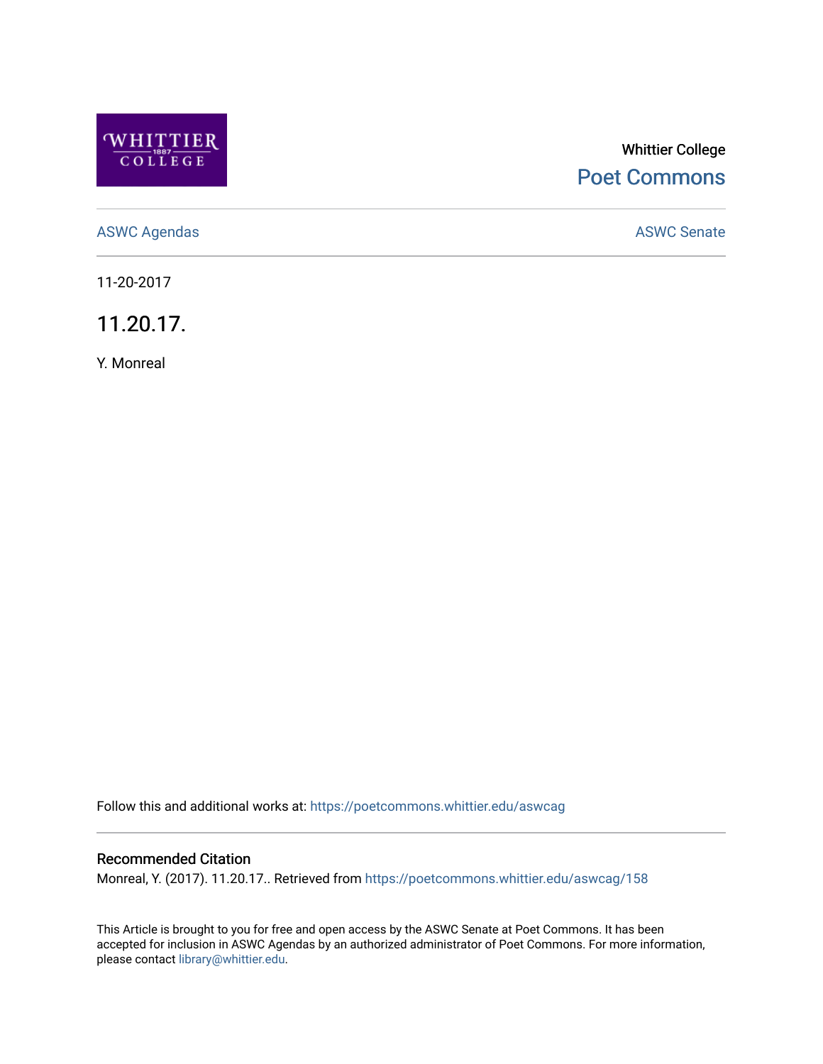Whittier College

Poet Commons

ASWC Agendas

ASWC Senate

11-20-2017

# 11.20.17.

Y. Monreal

Follow this and additional works at: https://poetcommons.whittier.edu/aswcag

## Recommended Citation

Monreal, Y. (2017). 11.20.17.. Retrieved from https://poetcommons.whittier.edu/aswcag/158

This Article is brought to you for free and open access by the ASWC Senate at Poet Commons. It has been accepted for inclusion in ASWC Agendas by an authorized administrator of Poet Commons. For more information, please contact library@whittier.edu.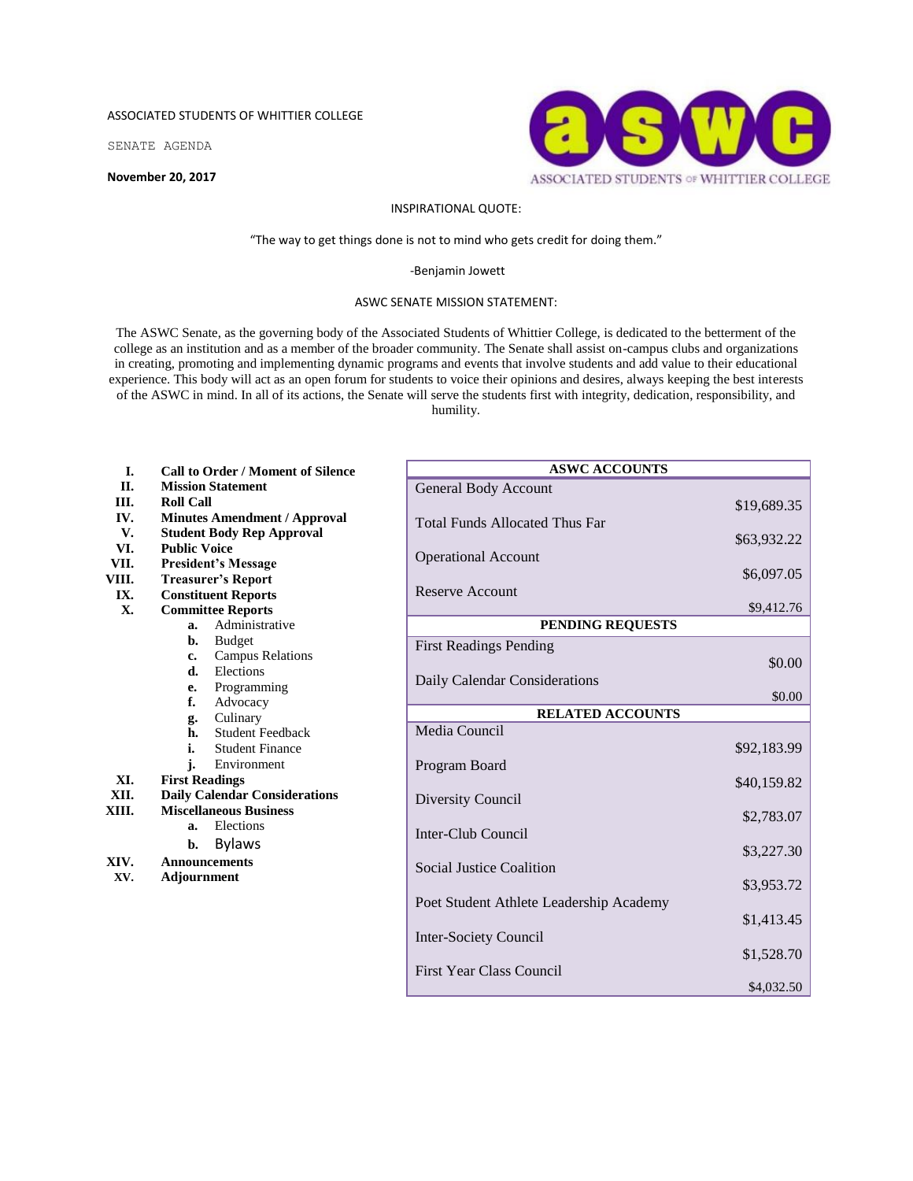ASSOCIATED STUDENTS OF WHITTIER COLLEGE

SENATE AGENDA

**November 20, 2017**

INSPIRATIONAL QUOTE:

"The way to get things done is not to mind who gets credit for doing them."

-Benjamin Jowett

ASWC SENATE MISSION STATEMENT:

The ASWC Senate, as the governing body of the Associated Students of Whittier College, is dedicated to the betterment of the college as an institution and as a member of the broader community. The Senate shall assist on-campus clubs and organizations in creating, promoting and implementing dynamic programs and events that involve students and add value to their educational experience. This body will act as an open forum for students to voice their opinions and desires, always keeping the best interests of the ASWC in mind. In all of its actions, the Senate will serve the students first with integrity, dedication, responsibility, and humility.

- **I. Call to Order / Moment of Silence**
- **II. Mission Statement**
- **III. Roll Call**
- **IV. Minutes Amendment / Approval**
- **V. Student Body Rep Approval**
- **VI. Public Voice**
- **VII. President's Message**
- **VIII. Treasurer's Report**
- **IX. Constituent Reports**
- **X. Committee Reports**
  - **a.** Administrative
  - **b.** Budget
  - **c.** Campus Relations
  - **d.** Elections
  - **e.** Programming
  - **f.** Advocacy
  - **g.** Culinary
  - **h.** Student Feedback
  - **i.** Student Finance
  - **j.** Environment
- **XI. First Readings**
- **XII. Daily Calendar Considerations**
- **XIII. Miscellaneous Business**
  - **a.** Elections
  - **b.** Bylaws
- **XIV. Announcements**
- **XV. Adjournment**

| ASWC ACCOUNTS | |
|---|---|
| General Body Account | $19,689.35 |
| Total Funds Allocated Thus Far | $63,932.22 |
| Operational Account | $6,097.05 |
| Reserve Account | $9,412.76 |
| **PENDING REQUESTS** | |
| First Readings Pending | $0.00 |
| Daily Calendar Considerations | $0.00 |
| **RELATED ACCOUNTS** | |
| Media Council | $92,183.99 |
| Program Board | $40,159.82 |
| Diversity Council | $2,783.07 |
| Inter-Club Council | $3,227.30 |
| Social Justice Coalition | $3,953.72 |
| Poet Student Athlete Leadership Academy | $1,413.45 |
| Inter-Society Council | $1,528.70 |
| First Year Class Council | $4,032.50 |